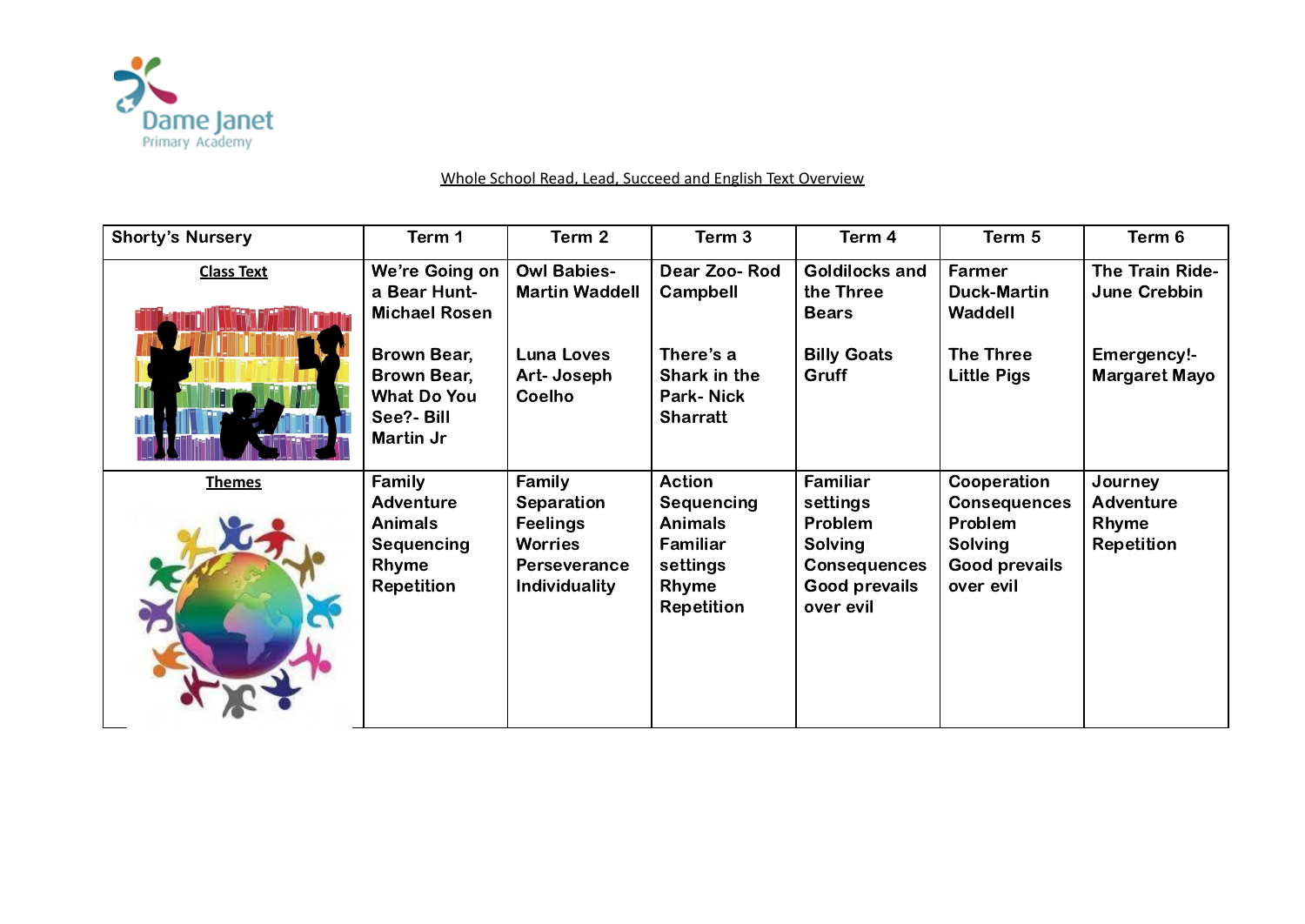Dame Janet Primary Academy

Whole School Read, Lead, Succeed and English Text Overview

| Shorty's Nursery | Term 1 | Term 2 | Term 3 | Term 4 | Term 5 | Term 6 |
|---|---|---|---|---|---|---|
| **Class Text** | We're Going on a Bear Hunt- Michael Rosen<br><br>Brown Bear, Brown Bear, What Do You See?- Bill Martin Jr | Owl Babies- Martin Waddell<br><br>Luna Loves Art- Joseph Coelho | Dear Zoo- Rod Campbell<br><br>There's a Shark in the Park- Nick Sharratt | Goldilocks and the Three Bears<br><br>Billy Goats Gruff | Farmer Duck-Martin Waddell<br><br>The Three Little Pigs | The Train Ride- June Crebbin<br><br>Emergency!- Margaret Mayo |
| **Themes** | Family<br>Adventure<br>Animals<br>Sequencing<br>Rhyme<br>Repetition | Family<br>Separation<br>Feelings<br>Worries<br>Perseverance<br>Individuality | Action<br>Sequencing<br>Animals<br>Familiar settings<br>Rhyme<br>Repetition | Familiar settings<br>Problem Solving<br>Consequences<br>Good prevails over evil | Cooperation<br>Consequences<br>Problem Solving<br>Good prevails over evil | Journey<br>Adventure<br>Rhyme<br>Repetition |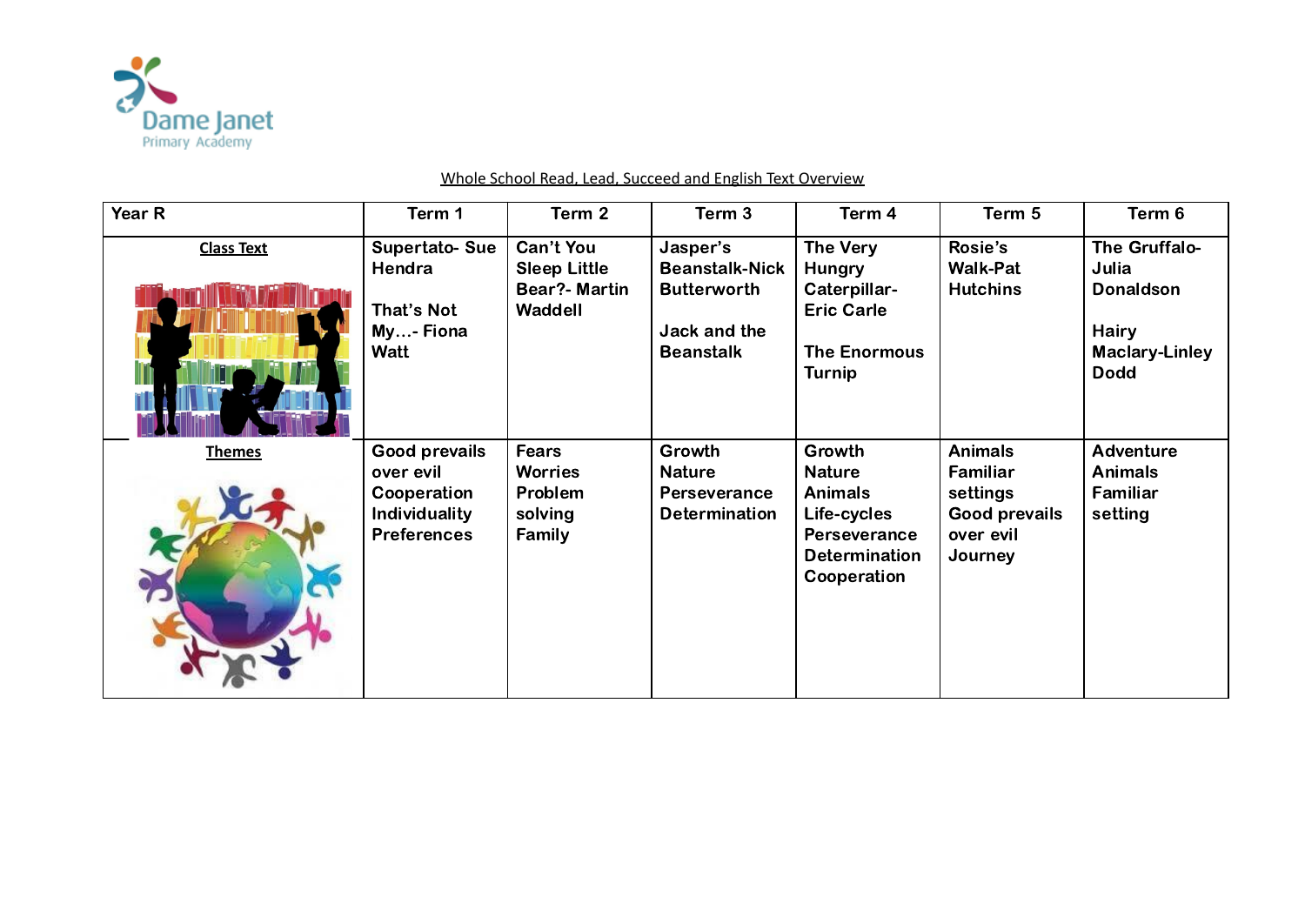Whole School Read, Lead, Succeed and English Text Overview

| Year R | Term 1 | Term 2 | Term 3 | Term 4 | Term 5 | Term 6 |
|---|---|---|---|---|---|---|
| **Class Text** | Supertato- Sue Hendra<br><br>That's Not My…- Fiona Watt | Can't You Sleep Little Bear?- Martin Waddell | Jasper's Beanstalk-Nick Butterworth<br><br>Jack and the Beanstalk | The Very Hungry Caterpillar- Eric Carle<br><br>The Enormous Turnip | Rosie's Walk-Pat Hutchins | The Gruffalo- Julia Donaldson<br><br>Hairy Maclary-Linley Dodd |
| **Themes** | Good prevails over evil<br>Cooperation<br>Individuality<br>Preferences | Fears<br>Worries<br>Problem solving<br>Family | Growth<br>Nature<br>Perseverance<br>Determination | Growth<br>Nature<br>Animals<br>Life-cycles<br>Perseverance<br>Determination<br>Cooperation | Animals<br>Familiar settings<br>Good prevails over evil<br>Journey | Adventure<br>Animals<br>Familiar setting |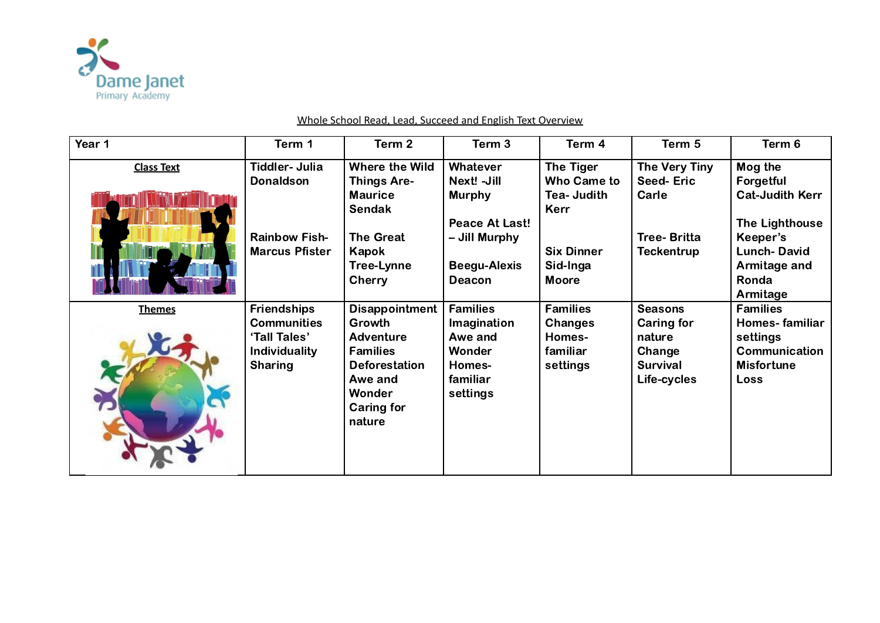Dame Janet Primary Academy

Whole School Read, Lead, Succeed and English Text Overview

| Year 1 | Term 1 | Term 2 | Term 3 | Term 4 | Term 5 | Term 6 |
|---|---|---|---|---|---|---|
| **Class Text** | Tiddler- Julia Donaldson<br><br>Rainbow Fish- Marcus Pfister | Where the Wild Things Are- Maurice Sendak<br><br>The Great Kapok Tree-Lynne Cherry | Whatever Next! -Jill Murphy<br><br>Peace At Last! – Jill Murphy<br><br>Beegu-Alexis Deacon | The Tiger Who Came to Tea- Judith Kerr<br><br>Six Dinner Sid-Inga Moore | The Very Tiny Seed- Eric Carle<br><br>Tree- Britta Teckentrup | Mog the Forgetful Cat-Judith Kerr<br><br>The Lighthouse Keeper's Lunch- David Armitage and Ronda Armitage |
| **Themes** | Friendships<br>Communities<br>'Tall Tales'<br>Individuality<br>Sharing | Disappointment<br>Growth<br>Adventure<br>Families<br>Deforestation<br>Awe and Wonder<br>Caring for nature | Families<br>Imagination<br>Awe and Wonder<br>Homes- familiar settings | Families<br>Changes<br>Homes- familiar settings | Seasons<br>Caring for nature<br>Change<br>Survival<br>Life-cycles | Families<br>Homes- familiar settings<br>Communication<br>Misfortune<br>Loss |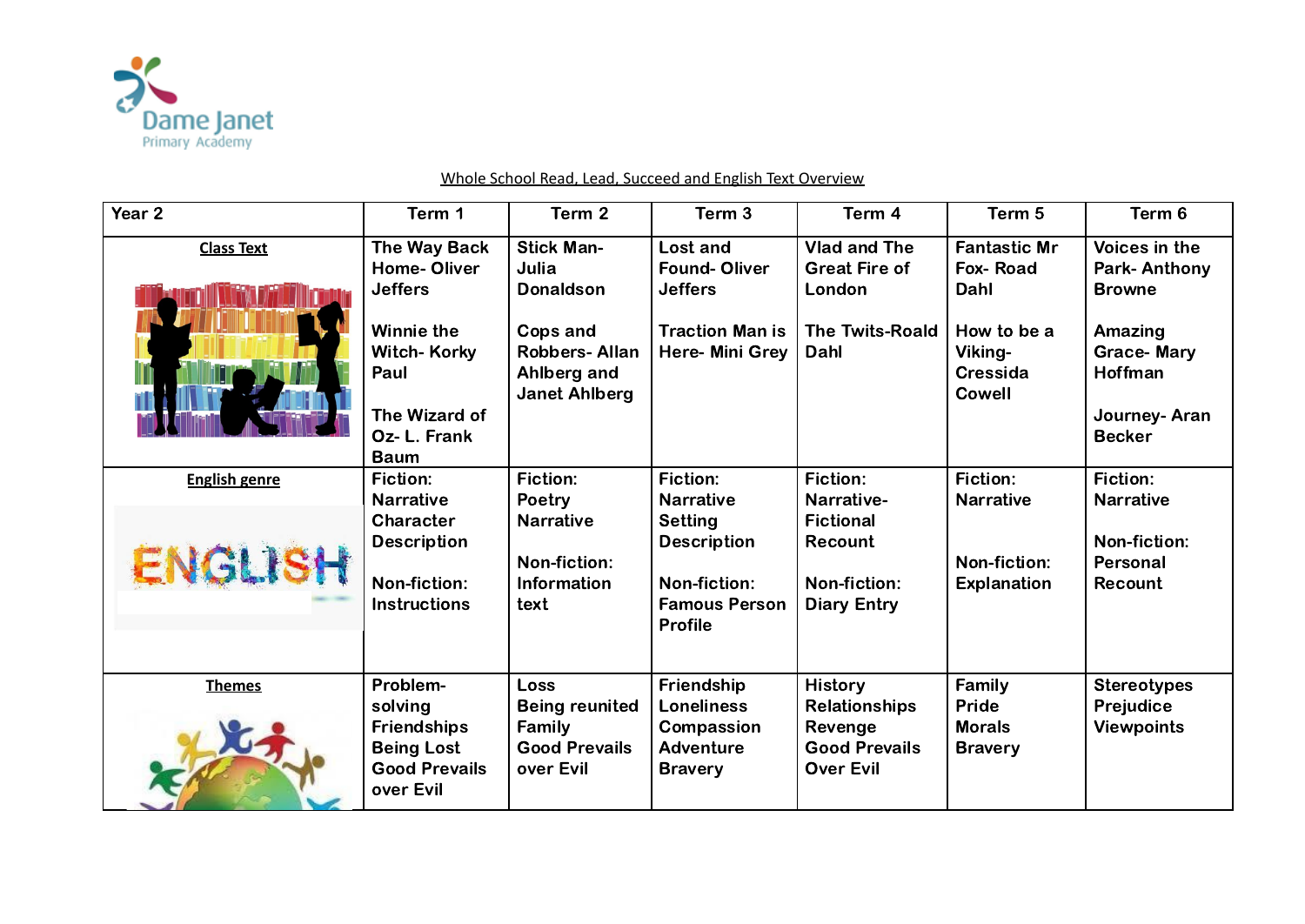Whole School Read, Lead, Succeed and English Text Overview

| Year 2 | Term 1 | Term 2 | Term 3 | Term 4 | Term 5 | Term 6 |
|---|---|---|---|---|---|---|
| **Class Text** | The Way Back Home- Oliver Jeffers<br><br>Winnie the Witch- Korky Paul<br><br>The Wizard of Oz- L. Frank Baum | Stick Man- Julia Donaldson<br><br>Cops and Robbers- Allan Ahlberg and Janet Ahlberg | Lost and Found- Oliver Jeffers<br><br>Traction Man is Here- Mini Grey | Vlad and The Great Fire of London<br><br>The Twits-Roald Dahl | Fantastic Mr Fox- Road Dahl<br><br>How to be a Viking- Cressida Cowell | Voices in the Park- Anthony Browne<br><br>Amazing Grace- Mary Hoffman<br><br>Journey- Aran Becker |
| **English genre** | Fiction:<br>Narrative<br>Character Description<br><br>Non-fiction:<br>Instructions | Fiction:<br>Poetry<br>Narrative<br><br>Non-fiction:<br>Information text | Fiction:<br>Narrative<br>Setting Description<br><br>Non-fiction:<br>Famous Person Profile | Fiction:<br>Narrative-Fictional Recount<br><br>Non-fiction:<br>Diary Entry | Fiction:<br>Narrative<br><br>Non-fiction:<br>Explanation | Fiction:<br>Narrative<br><br>Non-fiction:<br>Personal Recount |
| **Themes** | Problem-solving<br>Friendships<br>Being Lost<br>Good Prevails over Evil | Loss<br>Being reunited<br>Family<br>Good Prevails over Evil | Friendship<br>Loneliness<br>Compassion<br>Adventure<br>Bravery | History<br>Relationships<br>Revenge<br>Good Prevails Over Evil | Family<br>Pride<br>Morals<br>Bravery | Stereotypes<br>Prejudice<br>Viewpoints |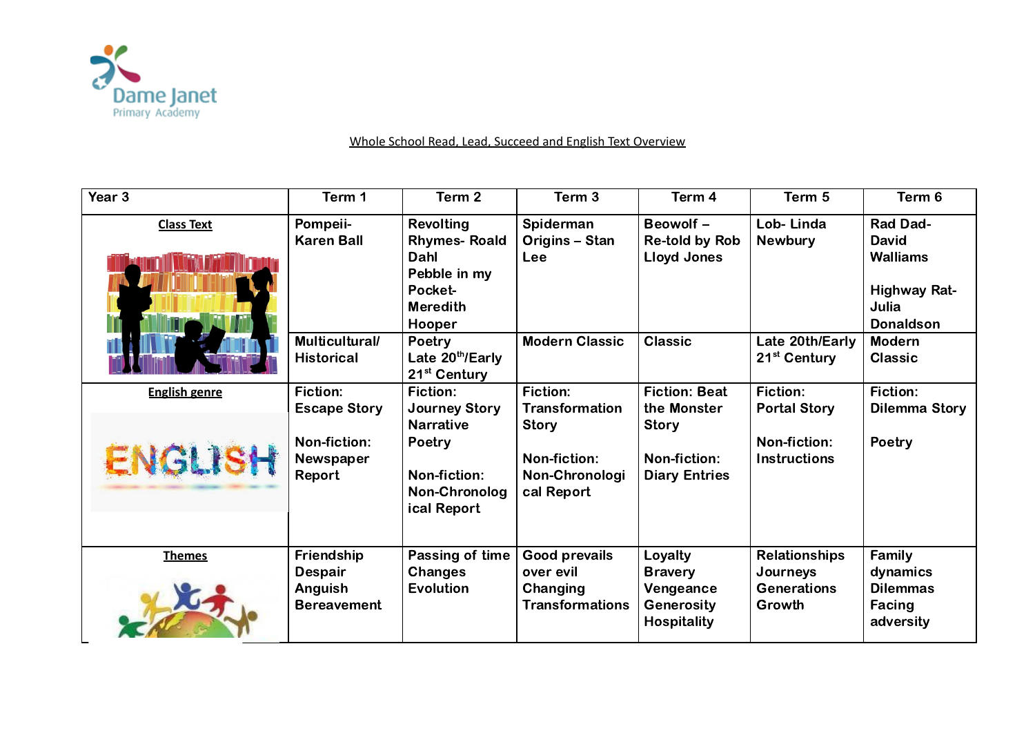Whole School Read, Lead, Succeed and English Text Overview

| Year 3 | Term 1 | Term 2 | Term 3 | Term 4 | Term 5 | Term 6 |
|---|---|---|---|---|---|---|
| **Class Text** | Pompeii- Karen Ball | Revolting Rhymes- Roald Dahl<br>Pebble in my Pocket- Meredith Hooper | Spiderman Origins – Stan Lee | Beowolf – Re-told by Rob Lloyd Jones | Lob- Linda Newbury | Rad Dad- David Walliams<br><br>Highway Rat- Julia Donaldson |
| | Multicultural/ Historical | Poetry<br>Late 20th/Early 21st Century | Modern Classic | Classic | Late 20th/Early 21st Century | Modern Classic |
| **English genre** | Fiction: Escape Story<br><br>Non-fiction: Newspaper Report | Fiction: Journey Story Narrative Poetry<br><br>Non-fiction: Non-Chronological Report | Fiction: Transformation Story<br><br>Non-fiction: Non-Chronological Report | Fiction: Beat the Monster Story<br><br>Non-fiction: Diary Entries | Fiction: Portal Story<br><br>Non-fiction: Instructions | Fiction: Dilemma Story<br><br>Poetry |
| **Themes** | Friendship<br>Despair<br>Anguish<br>Bereavement | Passing of time<br>Changes<br>Evolution | Good prevails over evil<br>Changing<br>Transformations | Loyalty<br>Bravery<br>Vengeance<br>Generosity<br>Hospitality | Relationships<br>Journeys<br>Generations<br>Growth | Family dynamics<br>Dilemmas<br>Facing adversity |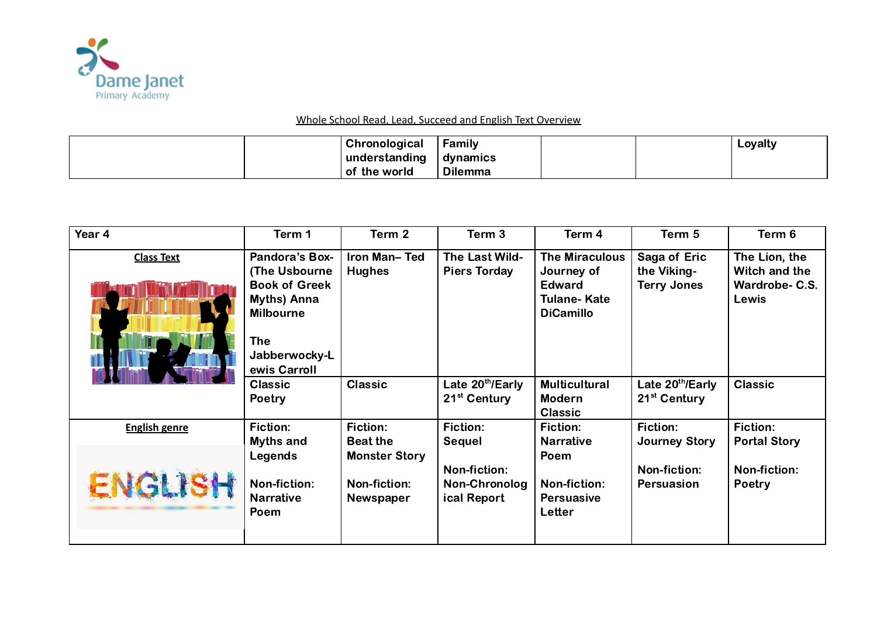Whole School Read, Lead, Succeed and English Text Overview

| | | Chronological understanding of the world | Family dynamics Dilemma | | | Loyalty |
|---|---|---|---|---|---|---|

| Year 4 | Term 1 | Term 2 | Term 3 | Term 4 | Term 5 | Term 6 |
|---|---|---|---|---|---|---|
| **Class Text** | Pandora's Box- (The Usbourne Book of Greek Myths) Anna Milbourne<br><br>The Jabberwocky-Lewis Carroll | Iron Man– Ted Hughes | The Last Wild- Piers Torday | The Miraculous Journey of Edward Tulane- Kate DiCamillo | Saga of Eric the Viking- Terry Jones | The Lion, the Witch and the Wardrobe- C.S. Lewis |
| | Classic Poetry | Classic | Late 20th/Early 21st Century | Multicultural Modern Classic | Late 20th/Early 21st Century | Classic |
| **English genre** | Fiction: Myths and Legends<br><br>Non-fiction: Narrative Poem | Fiction: Beat the Monster Story<br><br>Non-fiction: Newspaper | Fiction: Sequel<br><br>Non-fiction: Non-Chronological Report | Fiction: Narrative Poem<br><br>Non-fiction: Persuasive Letter | Fiction: Journey Story<br><br>Non-fiction: Persuasion | Fiction: Portal Story<br><br>Non-fiction: Poetry |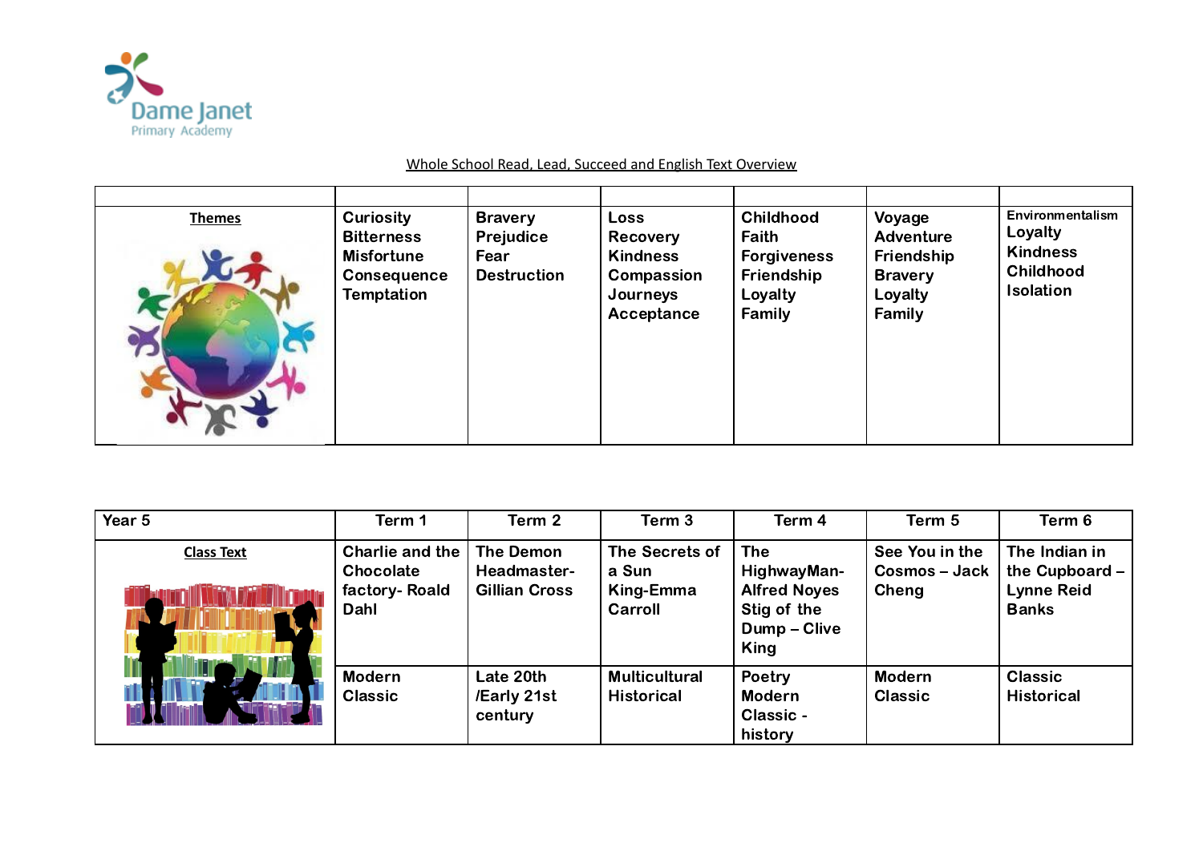Whole School Read, Lead, Succeed and English Text Overview

| | | | | | | |
|---|---|---|---|---|---|---|
| **Themes** | Curiosity<br>Bitterness<br>Misfortune<br>Consequence<br>Temptation | Bravery<br>Prejudice<br>Fear<br>Destruction | Loss<br>Recovery<br>Kindness<br>Compassion<br>Journeys<br>Acceptance | Childhood<br>Faith<br>Forgiveness<br>Friendship<br>Loyalty<br>Family | Voyage<br>Adventure<br>Friendship<br>Bravery<br>Loyalty<br>Family | Environmentalism<br>Loyalty<br>Kindness<br>Childhood<br>Isolation |

| Year 5 | Term 1 | Term 2 | Term 3 | Term 4 | Term 5 | Term 6 |
|---|---|---|---|---|---|---|
| **Class Text** | Charlie and the Chocolate factory- Roald Dahl | The Demon Headmaster- Gillian Cross | The Secrets of a Sun King-Emma Carroll | The HighwayMan- Alfred Noyes<br>Stig of the Dump – Clive King | See You in the Cosmos – Jack Cheng | The Indian in the Cupboard – Lynne Reid Banks |
| | Modern Classic | Late 20th /Early 21st century | Multicultural Historical | Poetry Modern Classic - history | Modern Classic | Classic Historical |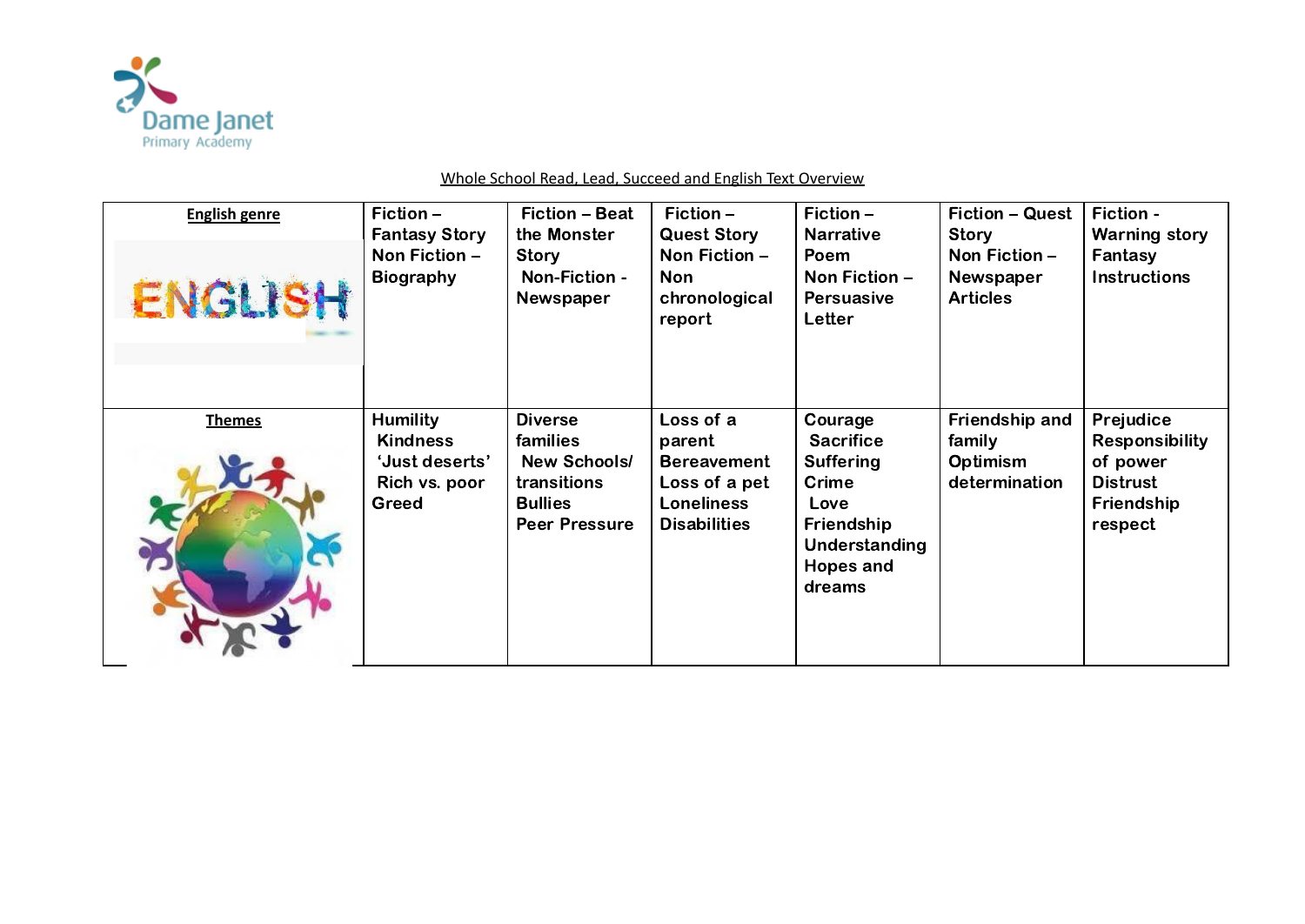Dame Janet Primary Academy

Whole School Read, Lead, Succeed and English Text Overview

| English genre | Fiction – Fantasy Story<br>Non Fiction – Biography | Fiction – Beat the Monster Story<br>Non-Fiction - Newspaper | Fiction – Quest Story<br>Non Fiction – Non chronological report | Fiction – Narrative Poem<br>Non Fiction – Persuasive Letter | Fiction – Quest Story<br>Non Fiction – Newspaper Articles | Fiction - Warning story<br>Fantasy<br>Instructions |
|---|---|---|---|---|---|---|
| Themes | Humility<br>Kindness<br>'Just deserts'<br>Rich vs. poor<br>Greed | Diverse families<br>New Schools/ transitions<br>Bullies<br>Peer Pressure | Loss of a parent<br>Bereavement<br>Loss of a pet<br>Loneliness<br>Disabilities | Courage<br>Sacrifice<br>Suffering<br>Crime<br>Love<br>Friendship<br>Understanding<br>Hopes and dreams | Friendship and family<br>Optimism<br>determination | Prejudice<br>Responsibility of power<br>Distrust<br>Friendship<br>respect |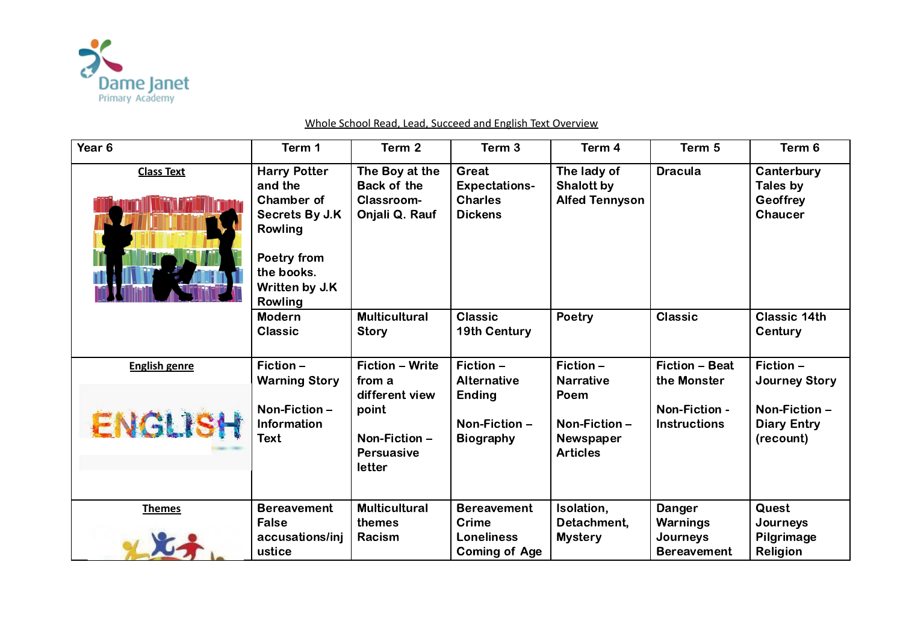Dame Janet Primary Academy

Whole School Read, Lead, Succeed and English Text Overview

| Year 6 | Term 1 | Term 2 | Term 3 | Term 4 | Term 5 | Term 6 |
|---|---|---|---|---|---|---|
| **Class Text** | Harry Potter and the Chamber of Secrets By J.K Rowling<br><br>Poetry from the books. Written by J.K Rowling | The Boy at the Back of the Classroom- Onjali Q. Rauf | Great Expectations- Charles Dickens | The lady of Shalott by Alfed Tennyson | Dracula | Canterbury Tales by Geoffrey Chaucer |
| | Modern Classic | Multicultural Story | Classic 19th Century | Poetry | Classic | Classic 14th Century |
| **English genre** | Fiction – Warning Story<br><br>Non-Fiction – Information Text | Fiction – Write from a different view point<br><br>Non-Fiction – Persuasive letter | Fiction – Alternative Ending<br><br>Non-Fiction – Biography | Fiction – Narrative Poem<br><br>Non-Fiction – Newspaper Articles | Fiction – Beat the Monster<br><br>Non-Fiction - Instructions | Fiction – Journey Story<br><br>Non-Fiction – Diary Entry (recount) |
| **Themes** | Bereavement<br>False accusations/injustice | Multicultural themes<br>Racism | Bereavement<br>Crime<br>Loneliness<br>Coming of Age | Isolation, Detachment, Mystery | Danger<br>Warnings<br>Journeys<br>Bereavement | Quest<br>Journeys<br>Pilgrimage<br>Religion |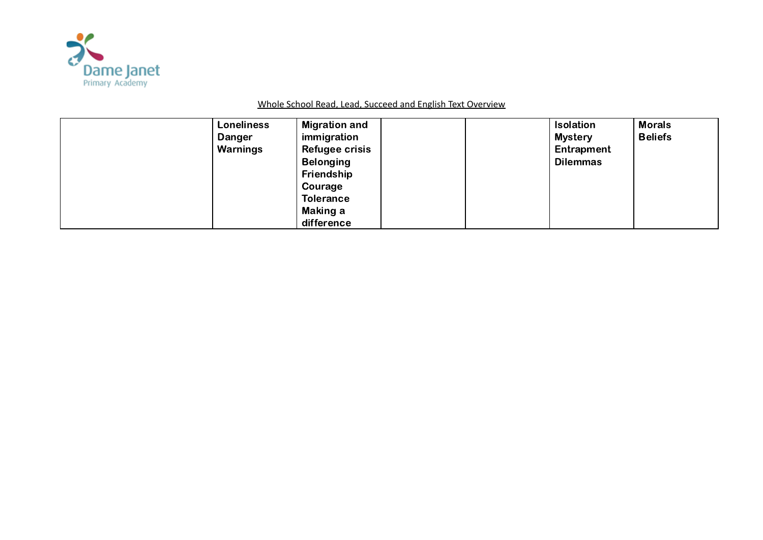Dame Janet
Primary Academy

Whole School Read, Lead, Succeed and English Text Overview

| | | | | | | |
|---|---|---|---|---|---|---|
| | **Loneliness**<br>**Danger**<br>**Warnings** | **Migration and immigration**<br>**Refugee crisis**<br>**Belonging**<br>**Friendship**<br>**Courage**<br>**Tolerance**<br>**Making a difference** | | | **Isolation**<br>**Mystery**<br>**Entrapment**<br>**Dilemmas** | **Morals**<br>**Beliefs** |